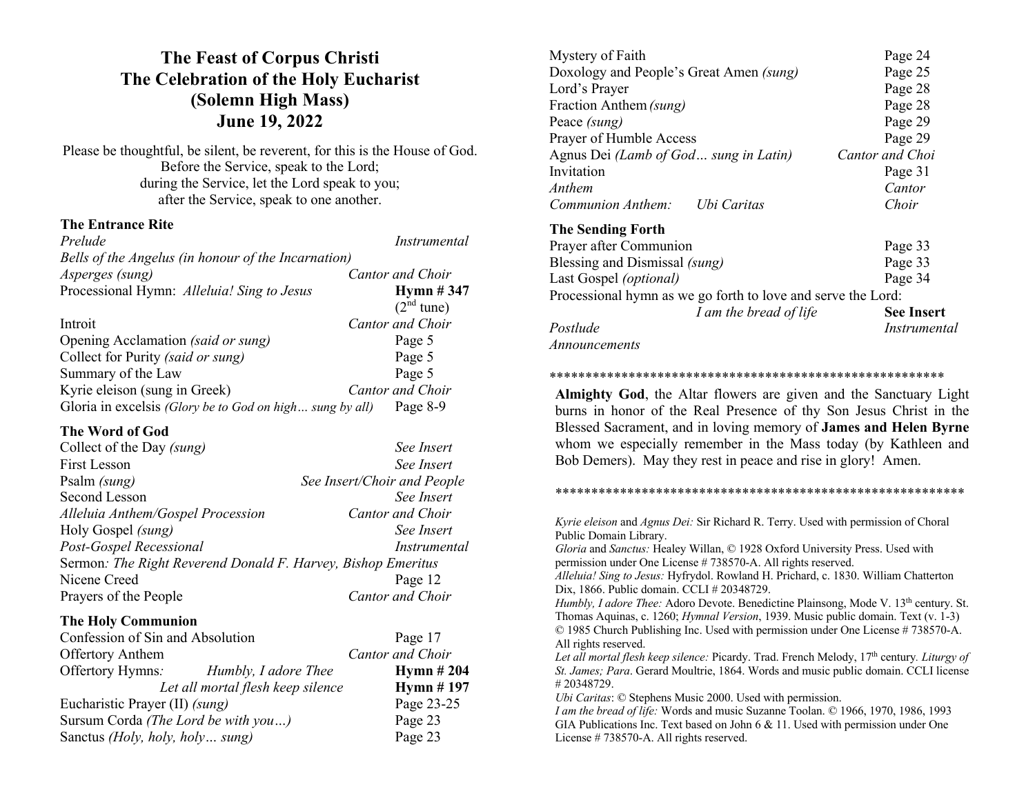# The Feast of Corpus Christi
# The Celebration of the Holy Eucharist
# (Solemn High Mass)
# June 19, 2022

Please be thoughtful, be silent, be reverent, for this is the House of God.
Before the Service, speak to the Lord;
during the Service, let the Lord speak to you;
after the Service, speak to one another.

### The Entrance Rite

| | |
|---|---|
| *Prelude* | *Instrumental* |
| *Bells of the Angelus (in honour of the Incarnation)* | |
| *Asperges (sung)* | *Cantor and Choir* |
| Processional Hymn: *Alleluia! Sing to Jesus* | **Hymn # 347** (2nd tune) |
| Introit | *Cantor and Choir* |
| Opening Acclamation *(said or sung)* | Page 5 |
| Collect for Purity *(said or sung)* | Page 5 |
| Summary of the Law | Page 5 |
| Kyrie eleison (sung in Greek) | *Cantor and Choir* |
| Gloria in excelsis *(Glory be to God on high… sung by all)* | Page 8-9 |

### The Word of God

| | |
|---|---|
| Collect of the Day *(sung)* | *See Insert* |
| First Lesson | *See Insert* |
| Psalm *(sung)* | *See Insert/Choir and People* |
| Second Lesson | *See Insert* |
| *Alleluia Anthem/Gospel Procession* | *Cantor and Choir* |
| Holy Gospel *(sung)* | *See Insert* |
| *Post-Gospel Recessional* | *Instrumental* |
| Sermon*: The Right Reverend Donald F. Harvey, Bishop Emeritus* | |
| Nicene Creed | Page 12 |
| Prayers of the People | *Cantor and Choir* |

### The Holy Communion

| | |
|---|---|
| Confession of Sin and Absolution | Page 17 |
| Offertory Anthem | *Cantor and Choir* |
| Offertory Hymns*:* *Humbly, I adore Thee* | **Hymn # 204** |
| *Let all mortal flesh keep silence* | **Hymn # 197** |
| Eucharistic Prayer (II) *(sung)* | Page 23-25 |
| Sursum Corda *(The Lord be with you…)* | Page 23 |
| Sanctus *(Holy, holy, holy… sung)* | Page 23 |
| Mystery of Faith | Page 24 |
| Doxology and People's Great Amen *(sung)* | Page 25 |
| Lord's Prayer | Page 28 |
| Fraction Anthem *(sung)* | Page 28 |
| Peace *(sung)* | Page 29 |
| Prayer of Humble Access | Page 29 |
| Agnus Dei *(Lamb of God… sung in Latin)* | *Cantor and Choi* |
| Invitation | Page 31 |
| *Anthem* | *Cantor* |
| *Communion Anthem: Ubi Caritas* | *Choir* |

### The Sending Forth

| | |
|---|---|
| Prayer after Communion | Page 33 |
| Blessing and Dismissal *(sung)* | Page 33 |
| Last Gospel *(optional)* | Page 34 |
| Processional hymn as we go forth to love and serve the Lord: *I am the bread of life* | **See Insert** |
| *Postlude* | *Instrumental* |
| *Announcements* | |

*********************************************************

**Almighty God**, the Altar flowers are given and the Sanctuary Light burns in honor of the Real Presence of thy Son Jesus Christ in the Blessed Sacrament, and in loving memory of **James and Helen Byrne** whom we especially remember in the Mass today (by Kathleen and Bob Demers). May they rest in peace and rise in glory! Amen.

*********************************************************

*Kyrie eleison* and *Agnus Dei:* Sir Richard R. Terry. Used with permission of Choral Public Domain Library.
*Gloria* and *Sanctus:* Healey Willan, © 1928 Oxford University Press. Used with permission under One License # 738570-A. All rights reserved.
*Alleluia! Sing to Jesus:* Hyfrydol. Rowland H. Prichard, c. 1830. William Chatterton Dix, 1866. Public domain. CCLI # 20348729.
*Humbly, I adore Thee:* Adoro Devote. Benedictine Plainsong, Mode V. 13th century. St. Thomas Aquinas, c. 1260; *Hymnal Version*, 1939. Music public domain. Text (v. 1-3) © 1985 Church Publishing Inc. Used with permission under One License # 738570-A. All rights reserved.
*Let all mortal flesh keep silence:* Picardy. Trad. French Melody, 17th century. *Liturgy of St. James; Para*. Gerard Moultrie, 1864. Words and music public domain. CCLI license # 20348729.
*Ubi Caritas*: © Stephens Music 2000. Used with permission.
*I am the bread of life:* Words and music Suzanne Toolan. © 1966, 1970, 1986, 1993 GIA Publications Inc. Text based on John 6 & 11. Used with permission under One License # 738570-A. All rights reserved.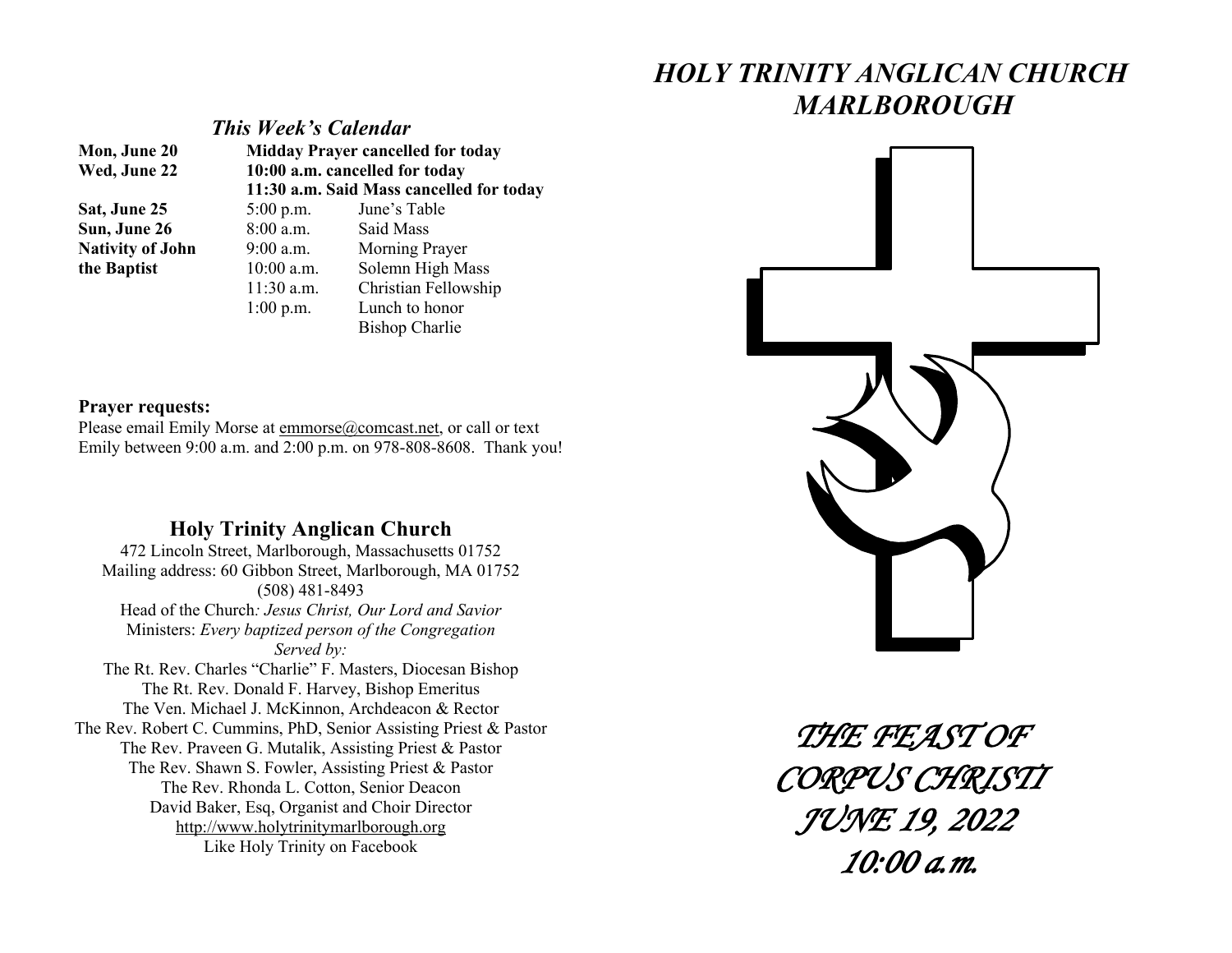## *This Week's Calendar*

| | | |
|---|---|---|
| **Mon, June 20** | **Midday Prayer cancelled for today** | |
| **Wed, June 22** | **10:00 a.m. cancelled for today** | |
| | **11:30 a.m. Said Mass cancelled for today** | |
| **Sat, June 25** | 5:00 p.m. | June's Table |
| **Sun, June 26** | 8:00 a.m. | Said Mass |
| **Nativity of John** | 9:00 a.m. | Morning Prayer |
| **the Baptist** | 10:00 a.m. | Solemn High Mass |
| | 11:30 a.m. | Christian Fellowship |
| | 1:00 p.m. | Lunch to honor Bishop Charlie |

**Prayer requests:**
Please email Emily Morse at emmorse@comcast.net, or call or text Emily between 9:00 a.m. and 2:00 p.m. on 978-808-8608. Thank you!

## Holy Trinity Anglican Church

472 Lincoln Street, Marlborough, Massachusetts 01752
Mailing address: 60 Gibbon Street, Marlborough, MA 01752
(508) 481-8493
Head of the Church*: Jesus Christ, Our Lord and Savior*
Ministers: *Every baptized person of the Congregation*
*Served by:*
The Rt. Rev. Charles "Charlie" F. Masters, Diocesan Bishop
The Rt. Rev. Donald F. Harvey, Bishop Emeritus
The Ven. Michael J. McKinnon, Archdeacon & Rector
The Rev. Robert C. Cummins, PhD, Senior Assisting Priest & Pastor
The Rev. Praveen G. Mutalik, Assisting Priest & Pastor
The Rev. Shawn S. Fowler, Assisting Priest & Pastor
The Rev. Rhonda L. Cotton, Senior Deacon
David Baker, Esq, Organist and Choir Director
http://www.holytrinitymarlborough.org
Like Holy Trinity on Facebook

# *HOLY TRINITY ANGLICAN CHURCH MARLBOROUGH*

*THE FEAST OF CORPUS CHRISTI*
*JUNE 19, 2022*
*10:00 a.m.*